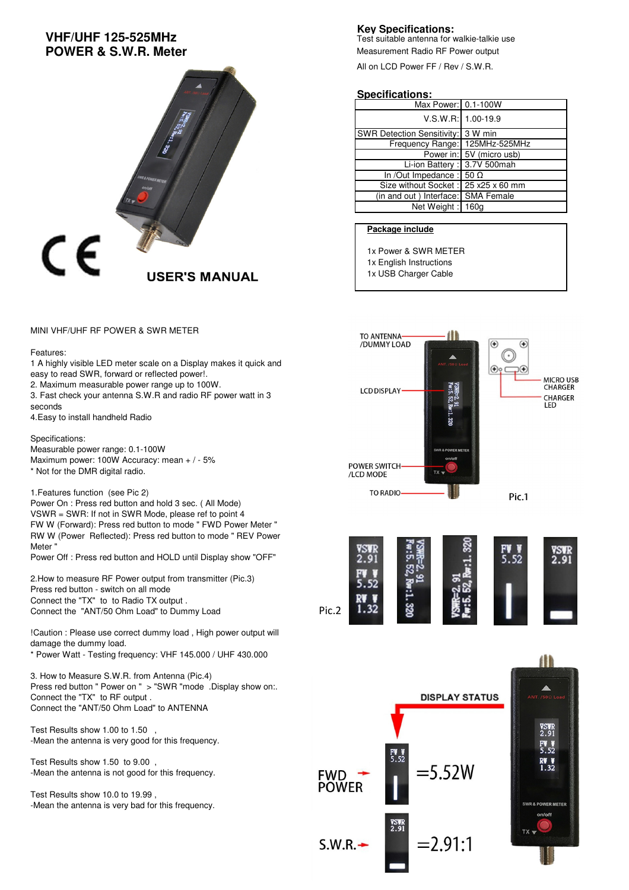# VHF/UHF 125-525MHz
# POWER & S.W.R. Meter

USER'S MANUAL

## Key Specifications:

Test suitable antenna for walkie-talkie use

Measurement Radio RF Power output

All on LCD Power FF / Rev / S.W.R.

## Specifications:

| | |
|---|---|
| Max Power: | 0.1-100W |
| V.S.W.R: | 1.00-19.9 |
| SWR Detection Sensitivity: | 3 W min |
| Frequency Range: | 125MHz-525MHz |
| Power in: | 5V (micro usb) |
| Li-ion Battery : | 3.7V 500mah |
| In /Out Impedance : | 50 Ω |
| Size without Socket : | 25 x25 x 60 mm |
| (in and out ) Interface: | SMA Female |
| Net Weight : | 160g |

**Package include**

1x Power & SWR METER
1x English Instructions
1x USB Charger Cable

MINI VHF/UHF RF POWER & SWR METER

Features:
1 A highly visible LED meter scale on a Display makes it quick and easy to read SWR, forward or reflected power!.
2. Maximum measurable power range up to 100W.
3. Fast check your antenna S.W.R and radio RF power watt in 3 seconds
4.Easy to install handheld Radio

Specifications:
Measurable power range: 0.1-100W
Maximum power: 100W Accuracy: mean + / - 5%
* Not for the DMR digital radio.

1.Features function (see Pic 2)
Power On : Press red button and hold 3 sec. ( All Mode)
VSWR = SWR: If not in SWR Mode, please ref to point 4
FW W (Forward): Press red button to mode " FWD Power Meter "
RW W (Power Reflected): Press red button to mode " REV Power Meter "
Power Off : Press red button and HOLD until Display show "OFF"

2.How to measure RF Power output from transmitter (Pic.3)
Press red button - switch on all mode
Connect the "TX" to to Radio TX output .
Connect the "ANT/50 Ohm Load" to Dummy Load

!Caution : Please use correct dummy load , High power output will damage the dummy load.
* Power Watt - Testing frequency: VHF 145.000 / UHF 430.000

3. How to Measure S.W.R. from Antenna (Pic.4)
Press red button " Power on " > "SWR "mode .Display show on:.
Connect the "TX" to RF output .
Connect the "ANT/50 Ohm Load" to ANTENNA

Test Results show 1.00 to 1.50 ,
-Mean the antenna is very good for this frequency.

Test Results show 1.50 to 9.00 ,
-Mean the antenna is not good for this frequency.

Test Results show 10.0 to 19.99 ,
-Mean the antenna is very bad for this frequency.

TO ANTENNA /DUMMY LOAD
LCD DISPLAY
POWER SWITCH /LCD MODE
TO RADIO
MICRO USB CHARGER
CHARGER LED

Pic.1

Pic.2

DISPLAY STATUS

FWD POWER =5.52W

S.W.R. =2.91:1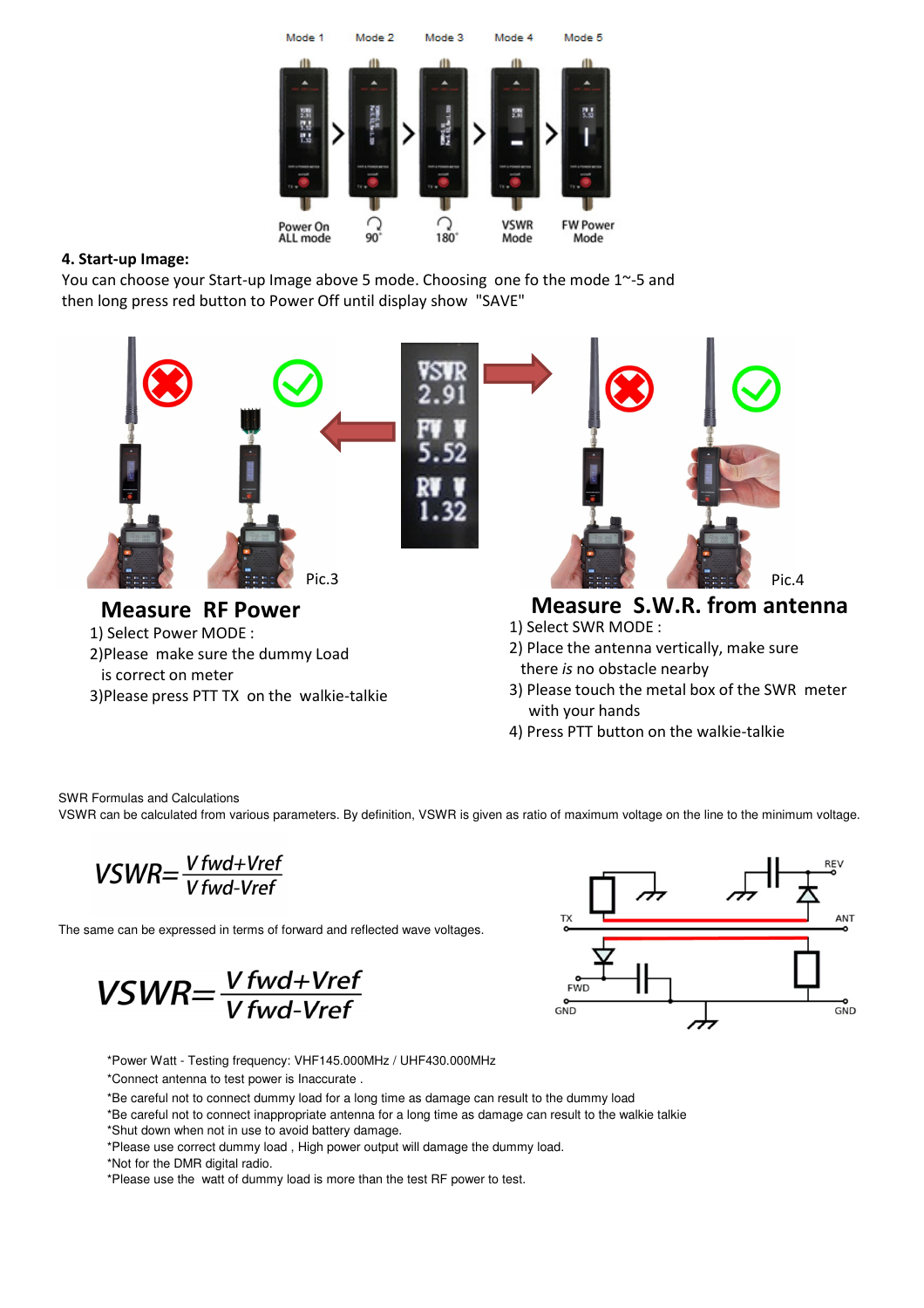Mode 1 Mode 2 Mode 3 Mode 4 Mode 5

Power On ALL mode

90°

180°

VSWR Mode

FW Power Mode

**4. Start-up Image:**

You can choose your Start-up Image above 5 mode. Choosing one fo the mode 1~-5 and then long press red button to Power Off until display show "SAVE"

VSWR 2.91
FW W 5.52
RV W 1.32

Pic.3

Pic.4

## Measure RF Power

1) Select Power MODE :
2)Please make sure the dummy Load is correct on meter
3)Please press PTT TX on the walkie-talkie

## Measure S.W.R. from antenna

1) Select SWR MODE :
2) Place the antenna vertically, make sure there *is* no obstacle nearby
3) Please touch the metal box of the SWR meter with your hands
4) Press PTT button on the walkie-talkie

SWR Formulas and Calculations

VSWR can be calculated from various parameters. By definition, VSWR is given as ratio of maximum voltage on the line to the minimum voltage.

$$VSWR = \frac{V\,fwd + Vref}{V\,fwd - Vref}$$

The same can be expressed in terms of forward and reflected wave voltages.

$$VSWR = \frac{V\,fwd + Vref}{V\,fwd - Vref}$$

REV
TX
ANT
FWD
GND
GND

*Power Watt - Testing frequency: VHF145.000MHz / UHF430.000MHz
*Connect antenna to test power is Inaccurate .
*Be careful not to connect dummy load for a long time as damage can result to the dummy load
*Be careful not to connect inappropriate antenna for a long time as damage can result to the walkie talkie
*Shut down when not in use to avoid battery damage.
*Please use correct dummy load , High power output will damage the dummy load.
*Not for the DMR digital radio.
*Please use the watt of dummy load is more than the test RF power to test.